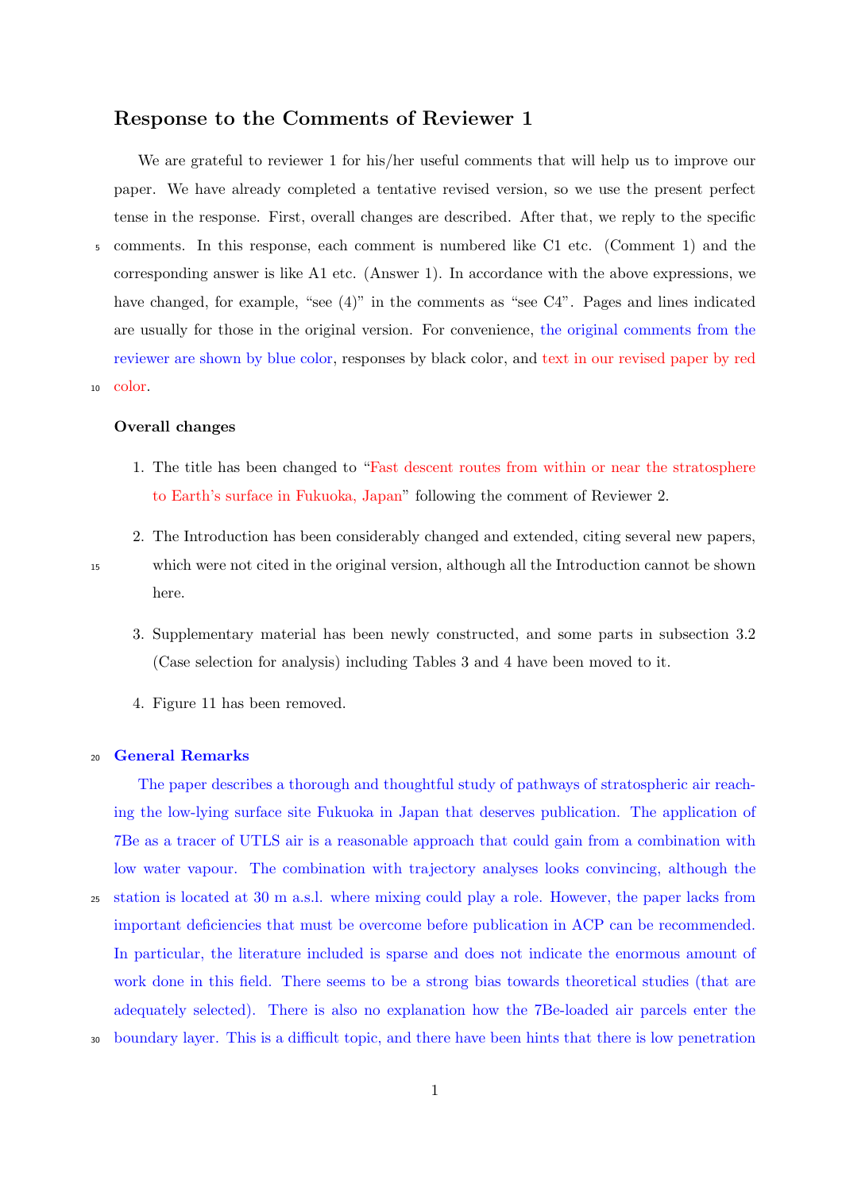## Response to the Comments of Reviewer 1

We are grateful to reviewer 1 for his/her useful comments that will help us to improve our paper. We have already completed a tentative revised version, so we use the present perfect tense in the response. First, overall changes are described. After that, we reply to the specific comments. In this response, each comment is numbered like C1 etc. (Comment 1) and the corresponding answer is like A1 etc. (Answer 1). In accordance with the above expressions, we have changed, for example, "see (4)" in the comments as "see C4". Pages and lines indicated are usually for those in the original version. For convenience, the original comments from the reviewer are shown by blue color, responses by black color, and text in our revised paper by red color.

### Overall changes

1. The title has been changed to "Fast descent routes from within or near the stratosphere to Earth's surface in Fukuoka, Japan" following the comment of Reviewer 2.
2. The Introduction has been considerably changed and extended, citing several new papers, which were not cited in the original version, although all the Introduction cannot be shown here.
3. Supplementary material has been newly constructed, and some parts in subsection 3.2 (Case selection for analysis) including Tables 3 and 4 have been moved to it.
4. Figure 11 has been removed.

### General Remarks

The paper describes a thorough and thoughtful study of pathways of stratospheric air reaching the low-lying surface site Fukuoka in Japan that deserves publication. The application of 7Be as a tracer of UTLS air is a reasonable approach that could gain from a combination with low water vapour. The combination with trajectory analyses looks convincing, although the station is located at 30 m a.s.l. where mixing could play a role. However, the paper lacks from important deficiencies that must be overcome before publication in ACP can be recommended. In particular, the literature included is sparse and does not indicate the enormous amount of work done in this field. There seems to be a strong bias towards theoretical studies (that are adequately selected). There is also no explanation how the 7Be-loaded air parcels enter the boundary layer. This is a difficult topic, and there have been hints that there is low penetration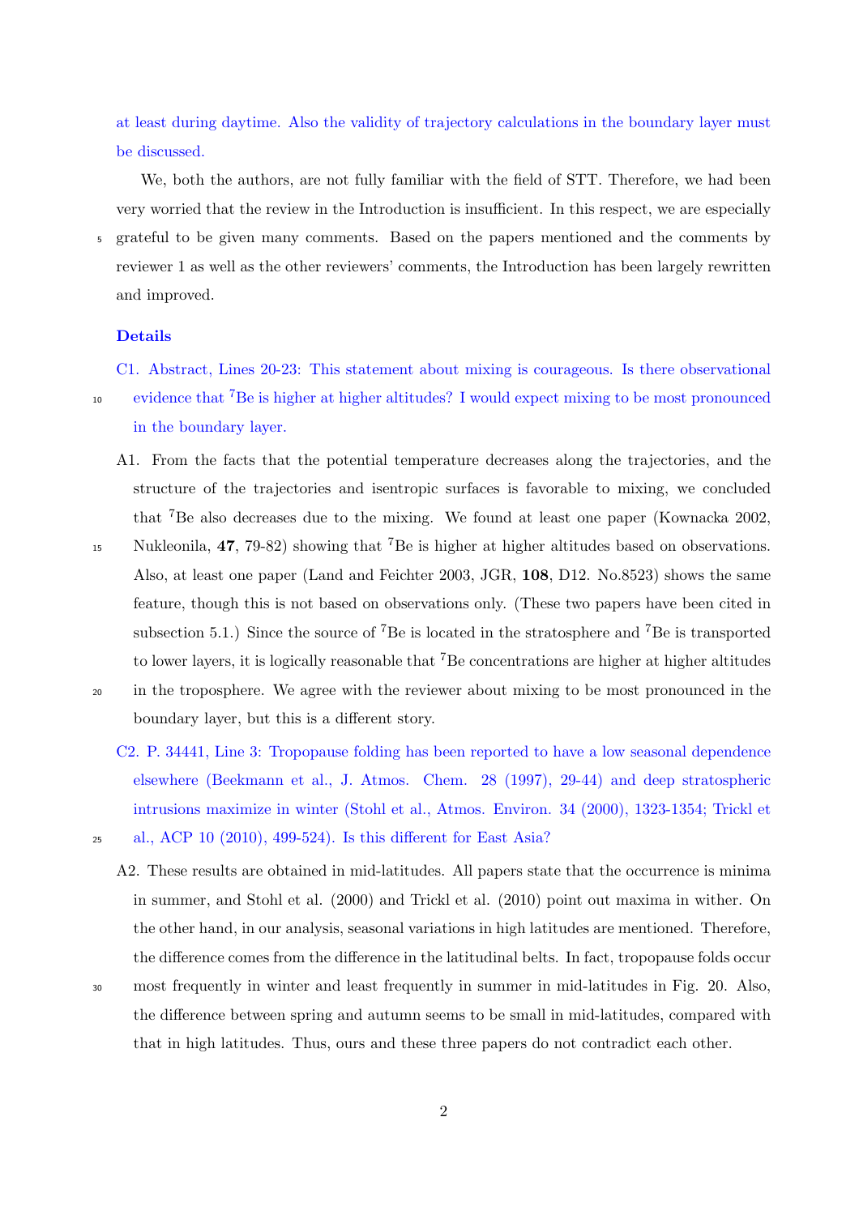at least during daytime. Also the validity of trajectory calculations in the boundary layer must be discussed.

We, both the authors, are not fully familiar with the field of STT. Therefore, we had been very worried that the review in the Introduction is insufficient. In this respect, we are especially grateful to be given many comments. Based on the papers mentioned and the comments by reviewer 1 as well as the other reviewers' comments, the Introduction has been largely rewritten and improved.

**Details**

C1. Abstract, Lines 20-23: This statement about mixing is courageous. Is there observational evidence that $^7$Be is higher at higher altitudes? I would expect mixing to be most pronounced in the boundary layer.

A1. From the facts that the potential temperature decreases along the trajectories, and the structure of the trajectories and isentropic surfaces is favorable to mixing, we concluded that $^7$Be also decreases due to the mixing. We found at least one paper (Kownacka 2002, Nukleonila, **47**, 79-82) showing that $^7$Be is higher at higher altitudes based on observations. Also, at least one paper (Land and Feichter 2003, JGR, **108**, D12. No.8523) shows the same feature, though this is not based on observations only. (These two papers have been cited in subsection 5.1.) Since the source of $^7$Be is located in the stratosphere and $^7$Be is transported to lower layers, it is logically reasonable that $^7$Be concentrations are higher at higher altitudes in the troposphere. We agree with the reviewer about mixing to be most pronounced in the boundary layer, but this is a different story.

C2. P. 34441, Line 3: Tropopause folding has been reported to have a low seasonal dependence elsewhere (Beekmann et al., J. Atmos. Chem. 28 (1997), 29-44) and deep stratospheric intrusions maximize in winter (Stohl et al., Atmos. Environ. 34 (2000), 1323-1354; Trickl et al., ACP 10 (2010), 499-524). Is this different for East Asia?

A2. These results are obtained in mid-latitudes. All papers state that the occurrence is minima in summer, and Stohl et al. (2000) and Trickl et al. (2010) point out maxima in wither. On the other hand, in our analysis, seasonal variations in high latitudes are mentioned. Therefore, the difference comes from the difference in the latitudinal belts. In fact, tropopause folds occur most frequently in winter and least frequently in summer in mid-latitudes in Fig. 20. Also, the difference between spring and autumn seems to be small in mid-latitudes, compared with that in high latitudes. Thus, ours and these three papers do not contradict each other.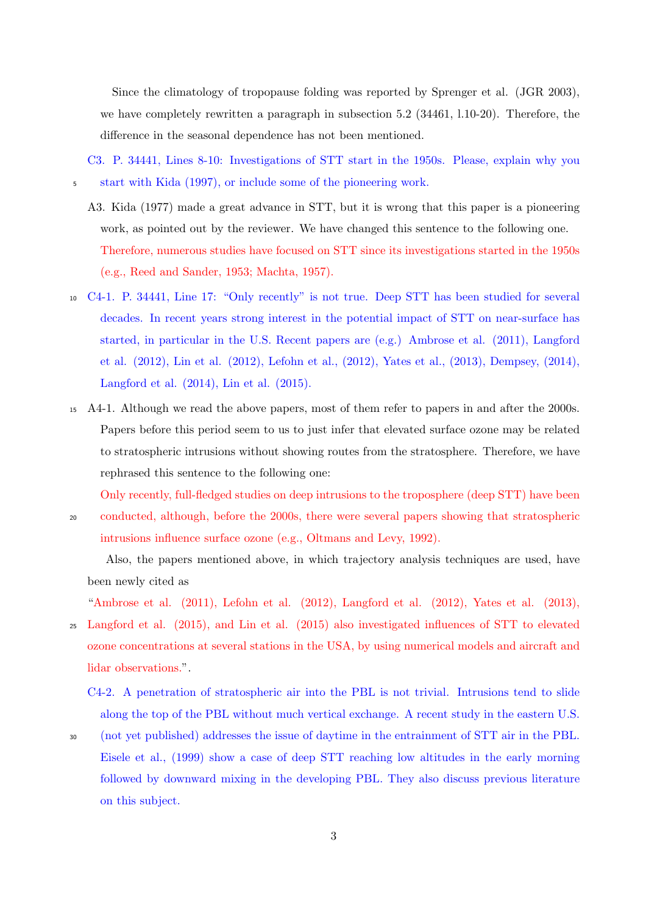Since the climatology of tropopause folding was reported by Sprenger et al. (JGR 2003), we have completely rewritten a paragraph in subsection 5.2 (34461, l.10-20). Therefore, the difference in the seasonal dependence has not been mentioned.

C3. P. 34441, Lines 8-10: Investigations of STT start in the 1950s. Please, explain why you start with Kida (1997), or include some of the pioneering work.

A3. Kida (1977) made a great advance in STT, but it is wrong that this paper is a pioneering work, as pointed out by the reviewer. We have changed this sentence to the following one. Therefore, numerous studies have focused on STT since its investigations started in the 1950s (e.g., Reed and Sander, 1953; Machta, 1957).

C4-1. P. 34441, Line 17: "Only recently" is not true. Deep STT has been studied for several decades. In recent years strong interest in the potential impact of STT on near-surface has started, in particular in the U.S. Recent papers are (e.g.) Ambrose et al. (2011), Langford et al. (2012), Lin et al. (2012), Lefohn et al., (2012), Yates et al., (2013), Dempsey, (2014), Langford et al. (2014), Lin et al. (2015).

A4-1. Although we read the above papers, most of them refer to papers in and after the 2000s. Papers before this period seem to us to just infer that elevated surface ozone may be related to stratospheric intrusions without showing routes from the stratosphere. Therefore, we have rephrased this sentence to the following one:

Only recently, full-fledged studies on deep intrusions to the troposphere (deep STT) have been conducted, although, before the 2000s, there were several papers showing that stratospheric intrusions influence surface ozone (e.g., Oltmans and Levy, 1992).

Also, the papers mentioned above, in which trajectory analysis techniques are used, have been newly cited as

"Ambrose et al. (2011), Lefohn et al. (2012), Langford et al. (2012), Yates et al. (2013), Langford et al. (2015), and Lin et al. (2015) also investigated influences of STT to elevated ozone concentrations at several stations in the USA, by using numerical models and aircraft and lidar observations.".

C4-2. A penetration of stratospheric air into the PBL is not trivial. Intrusions tend to slide along the top of the PBL without much vertical exchange. A recent study in the eastern U.S. (not yet published) addresses the issue of daytime in the entrainment of STT air in the PBL. Eisele et al., (1999) show a case of deep STT reaching low altitudes in the early morning followed by downward mixing in the developing PBL. They also discuss previous literature on this subject.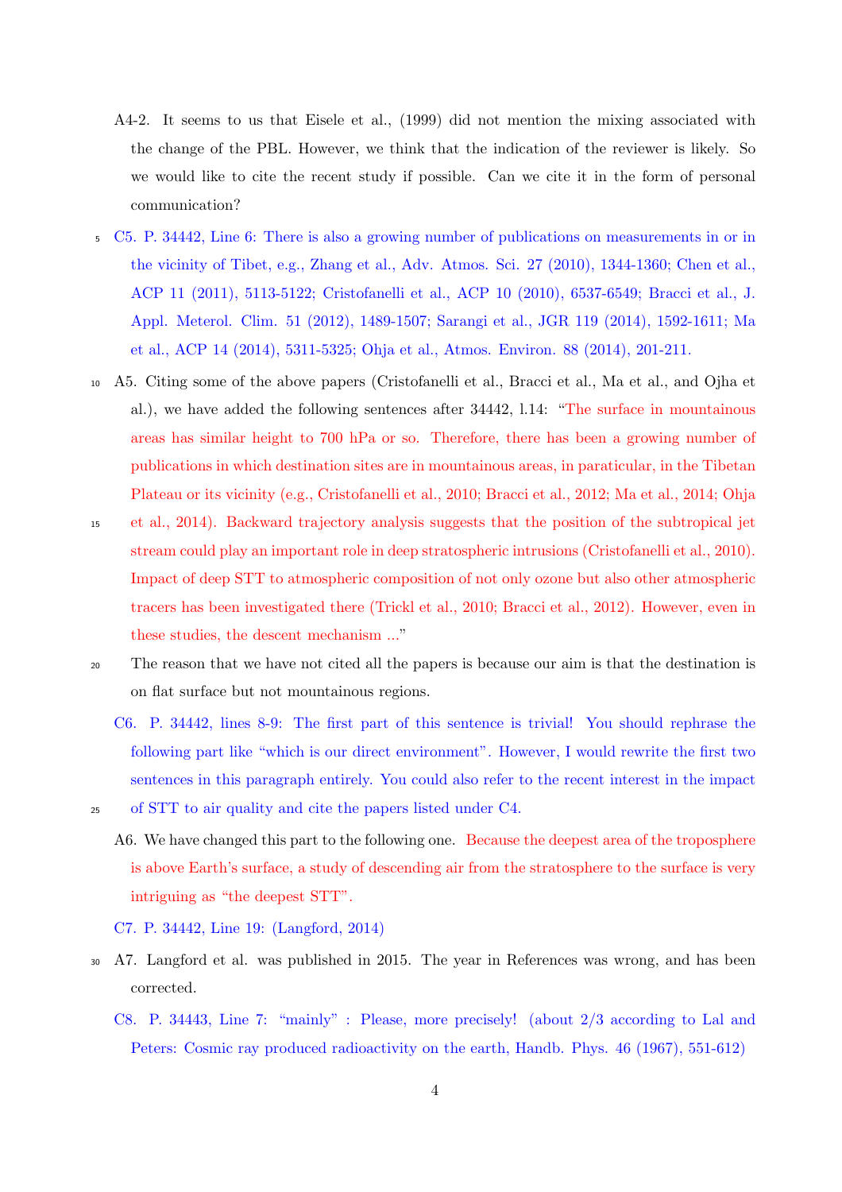A4-2. It seems to us that Eisele et al., (1999) did not mention the mixing associated with the change of the PBL. However, we think that the indication of the reviewer is likely. So we would like to cite the recent study if possible. Can we cite it in the form of personal communication?

C5. P. 34442, Line 6: There is also a growing number of publications on measurements in or in the vicinity of Tibet, e.g., Zhang et al., Adv. Atmos. Sci. 27 (2010), 1344-1360; Chen et al., ACP 11 (2011), 5113-5122; Cristofanelli et al., ACP 10 (2010), 6537-6549; Bracci et al., J. Appl. Meterol. Clim. 51 (2012), 1489-1507; Sarangi et al., JGR 119 (2014), 1592-1611; Ma et al., ACP 14 (2014), 5311-5325; Ohja et al., Atmos. Environ. 88 (2014), 201-211.

A5. Citing some of the above papers (Cristofanelli et al., Bracci et al., Ma et al., and Ojha et al.), we have added the following sentences after 34442, l.14: "The surface in mountainous areas has similar height to 700 hPa or so. Therefore, there has been a growing number of publications in which destination sites are in mountainous areas, in paraticular, in the Tibetan Plateau or its vicinity (e.g., Cristofanelli et al., 2010; Bracci et al., 2012; Ma et al., 2014; Ohja et al., 2014). Backward trajectory analysis suggests that the position of the subtropical jet stream could play an important role in deep stratospheric intrusions (Cristofanelli et al., 2010). Impact of deep STT to atmospheric composition of not only ozone but also other atmospheric tracers has been investigated there (Trickl et al., 2010; Bracci et al., 2012). However, even in these studies, the descent mechanism ..."

The reason that we have not cited all the papers is because our aim is that the destination is on flat surface but not mountainous regions.

C6. P. 34442, lines 8-9: The first part of this sentence is trivial! You should rephrase the following part like "which is our direct environment". However, I would rewrite the first two sentences in this paragraph entirely. You could also refer to the recent interest in the impact of STT to air quality and cite the papers listed under C4.

A6. We have changed this part to the following one. Because the deepest area of the troposphere is above Earth's surface, a study of descending air from the stratosphere to the surface is very intriguing as "the deepest STT".

C7. P. 34442, Line 19: (Langford, 2014)

A7. Langford et al. was published in 2015. The year in References was wrong, and has been corrected.

C8. P. 34443, Line 7: "mainly" : Please, more precisely! (about 2/3 according to Lal and Peters: Cosmic ray produced radioactivity on the earth, Handb. Phys. 46 (1967), 551-612)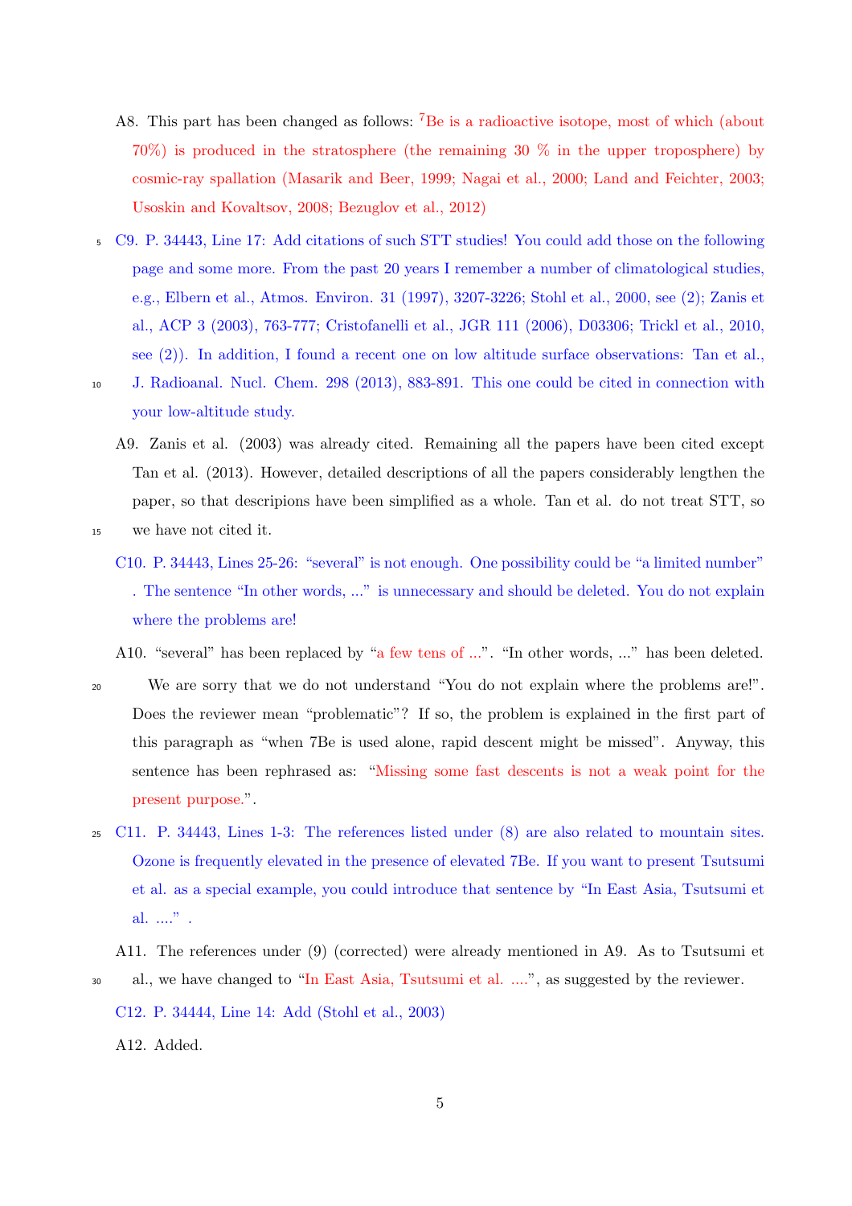A8. This part has been changed as follows: $^{7}$Be is a radioactive isotope, most of which (about 70%) is produced in the stratosphere (the remaining 30 % in the upper troposphere) by cosmic-ray spallation (Masarik and Beer, 1999; Nagai et al., 2000; Land and Feichter, 2003; Usoskin and Kovaltsov, 2008; Bezuglov et al., 2012)

C9. P. 34443, Line 17: Add citations of such STT studies! You could add those on the following page and some more. From the past 20 years I remember a number of climatological studies, e.g., Elbern et al., Atmos. Environ. 31 (1997), 3207-3226; Stohl et al., 2000, see (2); Zanis et al., ACP 3 (2003), 763-777; Cristofanelli et al., JGR 111 (2006), D03306; Trickl et al., 2010, see (2)). In addition, I found a recent one on low altitude surface observations: Tan et al., J. Radioanal. Nucl. Chem. 298 (2013), 883-891. This one could be cited in connection with your low-altitude study.

A9. Zanis et al. (2003) was already cited. Remaining all the papers have been cited except Tan et al. (2013). However, detailed descriptions of all the papers considerably lengthen the paper, so that descripions have been simplified as a whole. Tan et al. do not treat STT, so we have not cited it.

C10. P. 34443, Lines 25-26: "several" is not enough. One possibility could be "a limited number" . The sentence "In other words, ..." is unnecessary and should be deleted. You do not explain where the problems are!

A10. "several" has been replaced by "a few tens of ...". "In other words, ..." has been deleted.

We are sorry that we do not understand "You do not explain where the problems are!". Does the reviewer mean "problematic"? If so, the problem is explained in the first part of this paragraph as "when 7Be is used alone, rapid descent might be missed". Anyway, this sentence has been rephrased as: "Missing some fast descents is not a weak point for the present purpose.".

C11. P. 34443, Lines 1-3: The references listed under (8) are also related to mountain sites. Ozone is frequently elevated in the presence of elevated 7Be. If you want to present Tsutsumi et al. as a special example, you could introduce that sentence by "In East Asia, Tsutsumi et al. ...." .

A11. The references under (9) (corrected) were already mentioned in A9. As to Tsutsumi et al., we have changed to "In East Asia, Tsutsumi et al. ....", as suggested by the reviewer.

C12. P. 34444, Line 14: Add (Stohl et al., 2003)

A12. Added.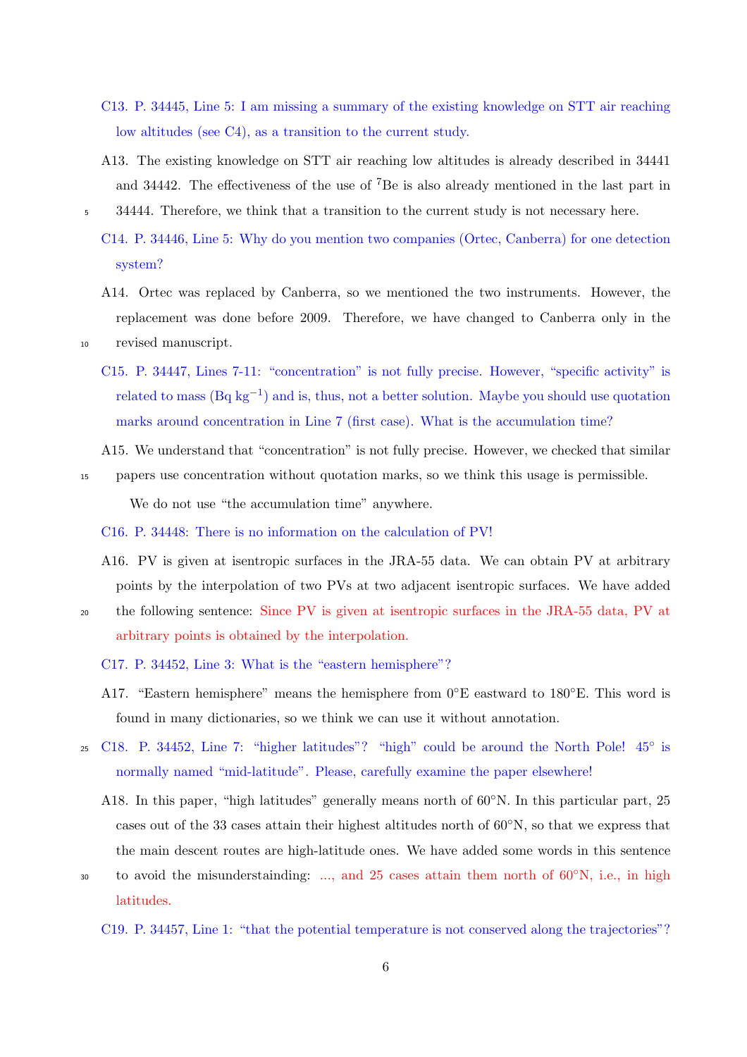C13. P. 34445, Line 5: I am missing a summary of the existing knowledge on STT air reaching low altitudes (see C4), as a transition to the current study.

A13. The existing knowledge on STT air reaching low altitudes is already described in 34441 and 34442. The effectiveness of the use of $^7$Be is also already mentioned in the last part in 34444. Therefore, we think that a transition to the current study is not necessary here.

C14. P. 34446, Line 5: Why do you mention two companies (Ortec, Canberra) for one detection system?

A14. Ortec was replaced by Canberra, so we mentioned the two instruments. However, the replacement was done before 2009. Therefore, we have changed to Canberra only in the revised manuscript.

C15. P. 34447, Lines 7-11: "concentration" is not fully precise. However, "specific activity" is related to mass (Bq kg$^{-1}$) and is, thus, not a better solution. Maybe you should use quotation marks around concentration in Line 7 (first case). What is the accumulation time?

A15. We understand that "concentration" is not fully precise. However, we checked that similar papers use concentration without quotation marks, so we think this usage is permissible.

We do not use "the accumulation time" anywhere.

C16. P. 34448: There is no information on the calculation of PV!

A16. PV is given at isentropic surfaces in the JRA-55 data. We can obtain PV at arbitrary points by the interpolation of two PVs at two adjacent isentropic surfaces. We have added the following sentence: Since PV is given at isentropic surfaces in the JRA-55 data, PV at arbitrary points is obtained by the interpolation.

C17. P. 34452, Line 3: What is the "eastern hemisphere"?

A17. "Eastern hemisphere" means the hemisphere from 0°E eastward to 180°E. This word is found in many dictionaries, so we think we can use it without annotation.

C18. P. 34452, Line 7: "higher latitudes"? "high" could be around the North Pole! 45° is normally named "mid-latitude". Please, carefully examine the paper elsewhere!

A18. In this paper, "high latitudes" generally means north of 60°N. In this particular part, 25 cases out of the 33 cases attain their highest altitudes north of 60°N, so that we express that the main descent routes are high-latitude ones. We have added some words in this sentence to avoid the misunderstaining: ..., and 25 cases attain them north of 60°N, i.e., in high latitudes.

C19. P. 34457, Line 1: "that the potential temperature is not conserved along the trajectories"?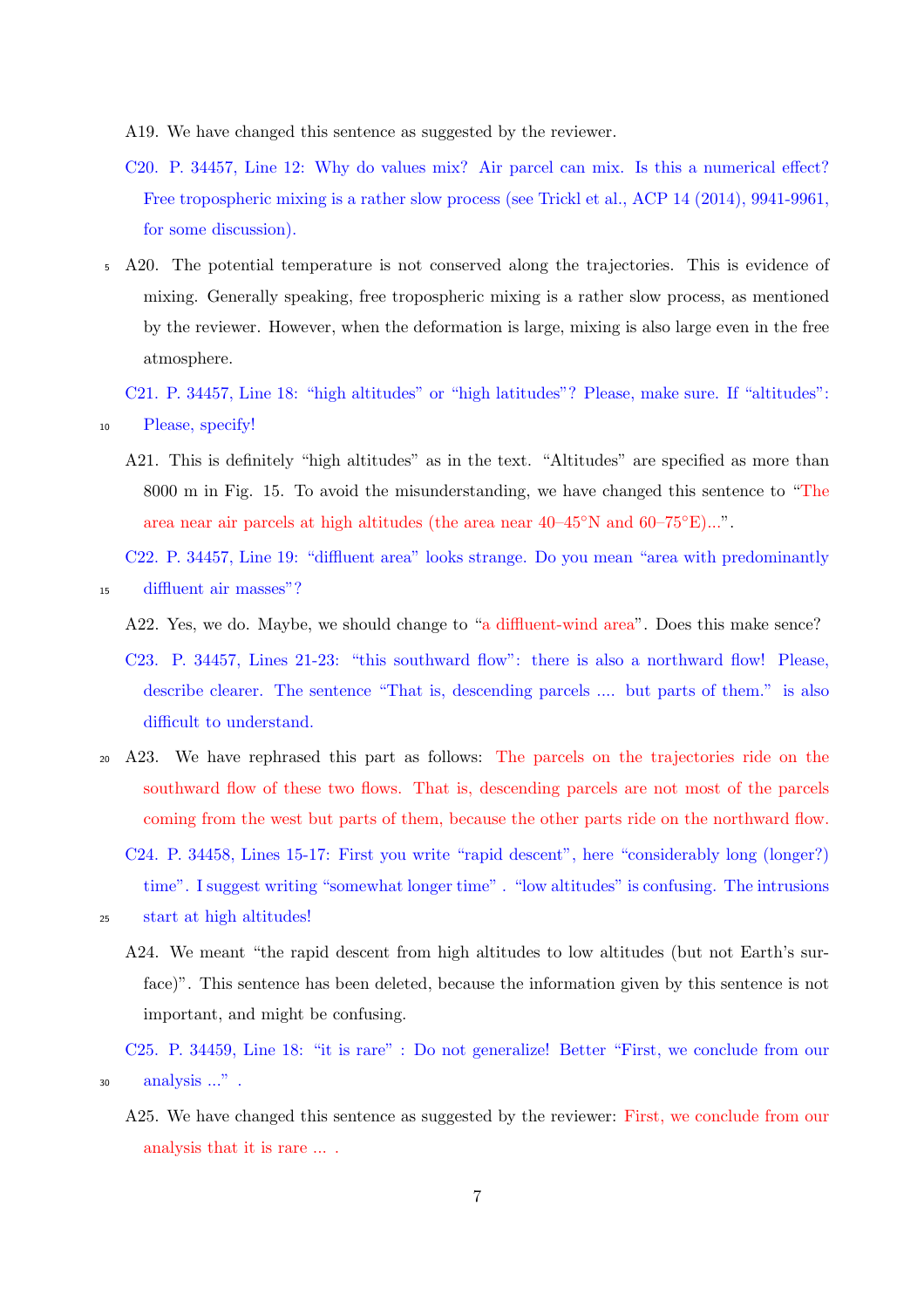A19. We have changed this sentence as suggested by the reviewer.

C20. P. 34457, Line 12: Why do values mix? Air parcel can mix. Is this a numerical effect? Free tropospheric mixing is a rather slow process (see Trickl et al., ACP 14 (2014), 9941-9961, for some discussion).

A20. The potential temperature is not conserved along the trajectories. This is evidence of mixing. Generally speaking, free tropospheric mixing is a rather slow process, as mentioned by the reviewer. However, when the deformation is large, mixing is also large even in the free atmosphere.

C21. P. 34457, Line 18: "high altitudes" or "high latitudes"? Please, make sure. If "altitudes": Please, specify!

A21. This is definitely "high altitudes" as in the text. "Altitudes" are specified as more than 8000 m in Fig. 15. To avoid the misunderstanding, we have changed this sentence to "The area near air parcels at high altitudes (the area near 40–45°N and 60–75°E)...".

C22. P. 34457, Line 19: "diffluent area" looks strange. Do you mean "area with predominantly diffluent air masses"?

A22. Yes, we do. Maybe, we should change to "a diffluent-wind area". Does this make sence?

C23. P. 34457, Lines 21-23: "this southward flow": there is also a northward flow! Please, describe clearer. The sentence "That is, descending parcels .... but parts of them." is also difficult to understand.

A23. We have rephrased this part as follows: The parcels on the trajectories ride on the southward flow of these two flows. That is, descending parcels are not most of the parcels coming from the west but parts of them, because the other parts ride on the northward flow.

C24. P. 34458, Lines 15-17: First you write "rapid descent", here "considerably long (longer?) time". I suggest writing "somewhat longer time". "low altitudes" is confusing. The intrusions start at high altitudes!

A24. We meant "the rapid descent from high altitudes to low altitudes (but not Earth's surface)". This sentence has been deleted, because the information given by this sentence is not important, and might be confusing.

C25. P. 34459, Line 18: "it is rare" : Do not generalize! Better "First, we conclude from our analysis ..." .

A25. We have changed this sentence as suggested by the reviewer: First, we conclude from our analysis that it is rare ... .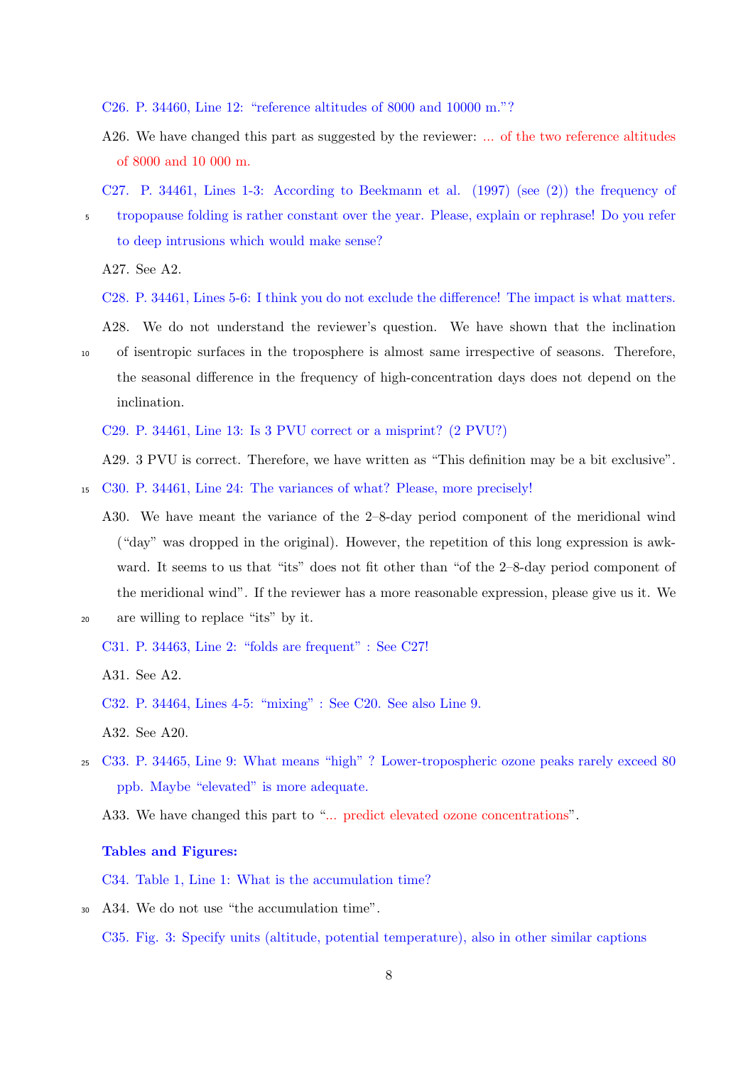C26. P. 34460, Line 12: "reference altitudes of 8000 and 10000 m."?

A26. We have changed this part as suggested by the reviewer: ... of the two reference altitudes of 8000 and 10 000 m.

C27. P. 34461, Lines 1-3: According to Beekmann et al. (1997) (see (2)) the frequency of tropopause folding is rather constant over the year. Please, explain or rephrase! Do you refer to deep intrusions which would make sense?

A27. See A2.

C28. P. 34461, Lines 5-6: I think you do not exclude the difference! The impact is what matters.

A28. We do not understand the reviewer's question. We have shown that the inclination of isentropic surfaces in the troposphere is almost same irrespective of seasons. Therefore, the seasonal difference in the frequency of high-concentration days does not depend on the inclination.

C29. P. 34461, Line 13: Is 3 PVU correct or a misprint? (2 PVU?)

A29. 3 PVU is correct. Therefore, we have written as "This definition may be a bit exclusive".

C30. P. 34461, Line 24: The variances of what? Please, more precisely!

A30. We have meant the variance of the 2–8-day period component of the meridional wind ("day" was dropped in the original). However, the repetition of this long expression is awkward. It seems to us that "its" does not fit other than "of the 2–8-day period component of the meridional wind". If the reviewer has a more reasonable expression, please give us it. We are willing to replace "its" by it.

C31. P. 34463, Line 2: "folds are frequent" : See C27!

A31. See A2.

C32. P. 34464, Lines 4-5: "mixing" : See C20. See also Line 9.

A32. See A20.

C33. P. 34465, Line 9: What means "high" ? Lower-tropospheric ozone peaks rarely exceed 80 ppb. Maybe "elevated" is more adequate.

A33. We have changed this part to "... predict elevated ozone concentrations".

**Tables and Figures:**

C34. Table 1, Line 1: What is the accumulation time?

A34. We do not use "the accumulation time".

C35. Fig. 3: Specify units (altitude, potential temperature), also in other similar captions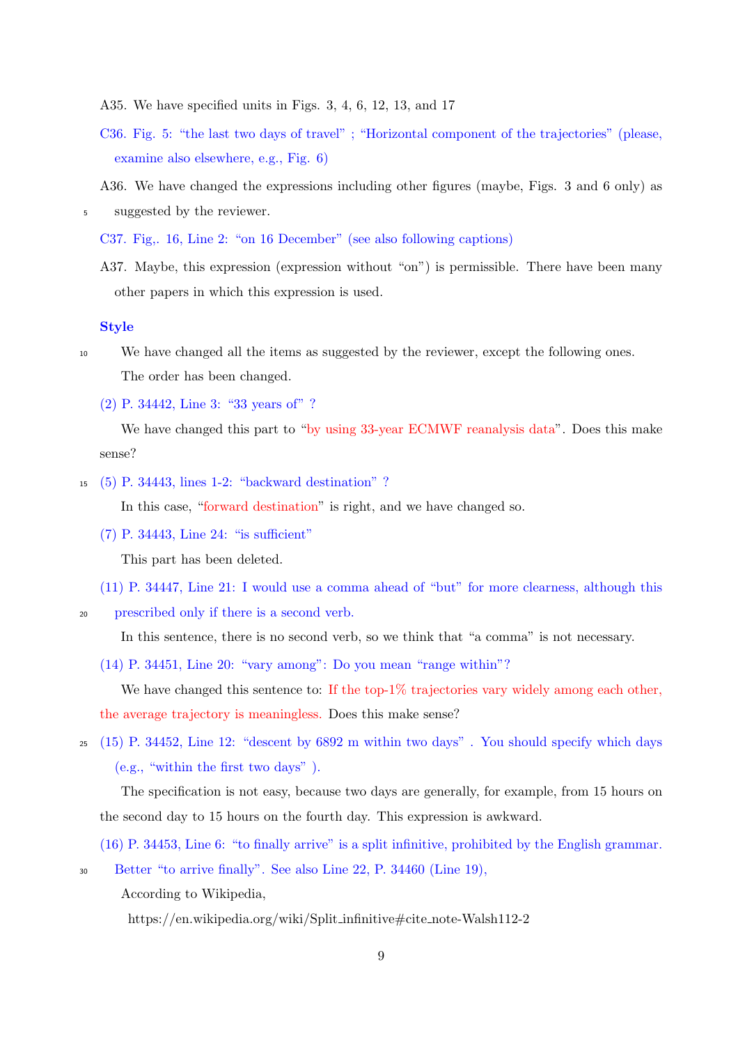A35. We have specified units in Figs. 3, 4, 6, 12, 13, and 17

C36. Fig. 5: "the last two days of travel" ; "Horizontal component of the trajectories" (please, examine also elsewhere, e.g., Fig. 6)

A36. We have changed the expressions including other figures (maybe, Figs. 3 and 6 only) as suggested by the reviewer.

C37. Fig,. 16, Line 2: "on 16 December" (see also following captions)

A37. Maybe, this expression (expression without "on") is permissible. There have been many other papers in which this expression is used.

**Style**

We have changed all the items as suggested by the reviewer, except the following ones. The order has been changed.

(2) P. 34442, Line 3: "33 years of" ?

We have changed this part to "by using 33-year ECMWF reanalysis data". Does this make sense?

(5) P. 34443, lines 1-2: "backward destination" ?

In this case, "forward destination" is right, and we have changed so.

(7) P. 34443, Line 24: "is sufficient"

This part has been deleted.

(11) P. 34447, Line 21: I would use a comma ahead of "but" for more clearness, although this prescribed only if there is a second verb.

In this sentence, there is no second verb, so we think that "a comma" is not necessary.

(14) P. 34451, Line 20: "vary among": Do you mean "range within"?

We have changed this sentence to: If the top-1% trajectories vary widely among each other, the average trajectory is meaningless. Does this make sense?

(15) P. 34452, Line 12: "descent by 6892 m within two days" . You should specify which days (e.g., "within the first two days" ).

The specification is not easy, because two days are generally, for example, from 15 hours on the second day to 15 hours on the fourth day. This expression is awkward.

(16) P. 34453, Line 6: "to finally arrive" is a split infinitive, prohibited by the English grammar. Better "to arrive finally". See also Line 22, P. 34460 (Line 19),

According to Wikipedia,

https://en.wikipedia.org/wiki/Split_infinitive#cite_note-Walsh112-2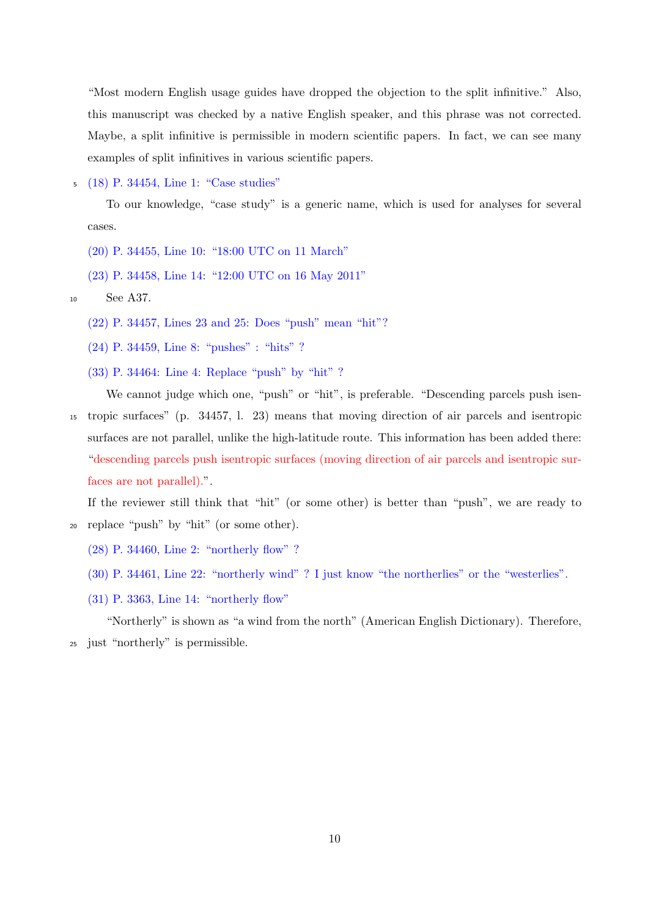"Most modern English usage guides have dropped the objection to the split infinitive." Also, this manuscript was checked by a native English speaker, and this phrase was not corrected. Maybe, a split infinitive is permissible in modern scientific papers. In fact, we can see many examples of split infinitives in various scientific papers.

(18) P. 34454, Line 1: "Case studies"

To our knowledge, "case study" is a generic name, which is used for analyses for several cases.

(20) P. 34455, Line 10: "18:00 UTC on 11 March"

(23) P. 34458, Line 14: "12:00 UTC on 16 May 2011"

See A37.

(22) P. 34457, Lines 23 and 25: Does "push" mean "hit"?

(24) P. 34459, Line 8: "pushes" : "hits" ?

(33) P. 34464: Line 4: Replace "push" by "hit" ?

We cannot judge which one, "push" or "hit", is preferable. "Descending parcels push isentropic surfaces" (p. 34457, l. 23) means that moving direction of air parcels and isentropic surfaces are not parallel, unlike the high-latitude route. This information has been added there: "descending parcels push isentropic surfaces (moving direction of air parcels and isentropic surfaces are not parallel).".

If the reviewer still think that "hit" (or some other) is better than "push", we are ready to replace "push" by "hit" (or some other).

(28) P. 34460, Line 2: "northerly flow" ?

(30) P. 34461, Line 22: "northerly wind" ? I just know "the northerlies" or the "westerlies".

(31) P. 3363, Line 14: "northerly flow"

"Northerly" is shown as "a wind from the north" (American English Dictionary). Therefore, just "northerly" is permissible.